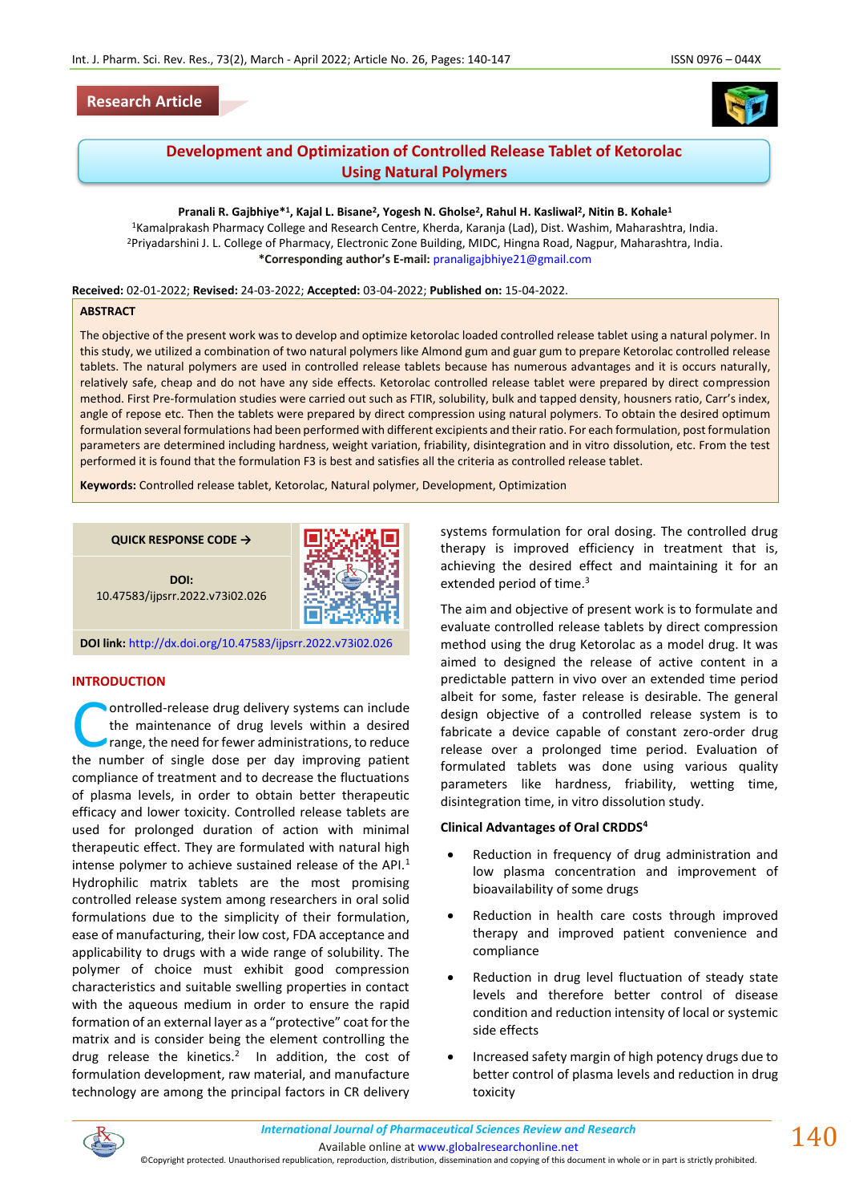Research Article

# Development and Optimization of Controlled Release Tablet of Ketorolac Using Natural Polymers

**Pranali R. Gajbhiye*[1], Kajal L. Bisane[2], Yogesh N. Gholse[2], Rahul H. Kasliwal[2], Nitin B. Kohale[1]**

[1]Kamalprakash Pharmacy College and Research Centre, Kherda, Karanja (Lad), Dist. Washim, Maharashtra, India.
[2]Priyadarshini J. L. College of Pharmacy, Electronic Zone Building, MIDC, Hingna Road, Nagpur, Maharashtra, India.
***Corresponding author's E-mail:** pranaligajbhiye21@gmail.com

**Received:** 02-01-2022; **Revised:** 24-03-2022; **Accepted:** 03-04-2022; **Published on:** 15-04-2022.

## ABSTRACT

The objective of the present work was to develop and optimize ketorolac loaded controlled release tablet using a natural polymer. In this study, we utilized a combination of two natural polymers like Almond gum and guar gum to prepare Ketorolac controlled release tablets. The natural polymers are used in controlled release tablets because has numerous advantages and it is occurs naturally, relatively safe, cheap and do not have any side effects. Ketorolac controlled release tablet were prepared by direct compression method. First Pre-formulation studies were carried out such as FTIR, solubility, bulk and tapped density, housners ratio, Carr's index, angle of repose etc. Then the tablets were prepared by direct compression using natural polymers. To obtain the desired optimum formulation several formulations had been performed with different excipients and their ratio. For each formulation, post formulation parameters are determined including hardness, weight variation, friability, disintegration and in vitro dissolution, etc. From the test performed it is found that the formulation F3 is best and satisfies all the criteria as controlled release tablet.

**Keywords:** Controlled release tablet, Ketorolac, Natural polymer, Development, Optimization

QUICK RESPONSE CODE →

**DOI:** 10.47583/ijpsrr.2022.v73i02.026

**DOI link:** http://dx.doi.org/10.47583/ijpsrr.2022.v73i02.026

## INTRODUCTION

Controlled-release drug delivery systems can include the maintenance of drug levels within a desired range, the need for fewer administrations, to reduce the number of single dose per day improving patient compliance of treatment and to decrease the fluctuations of plasma levels, in order to obtain better therapeutic efficacy and lower toxicity. Controlled release tablets are used for prolonged duration of action with minimal therapeutic effect. They are formulated with natural high intense polymer to achieve sustained release of the API.[1] Hydrophilic matrix tablets are the most promising controlled release system among researchers in oral solid formulations due to the simplicity of their formulation, ease of manufacturing, their low cost, FDA acceptance and applicability to drugs with a wide range of solubility. The polymer of choice must exhibit good compression characteristics and suitable swelling properties in contact with the aqueous medium in order to ensure the rapid formation of an external layer as a "protective" coat for the matrix and is consider being the element controlling the drug release the kinetics.[2] In addition, the cost of formulation development, raw material, and manufacture technology are among the principal factors in CR delivery systems formulation for oral dosing. The controlled drug therapy is improved efficiency in treatment that is, achieving the desired effect and maintaining it for an extended period of time.[3]

The aim and objective of present work is to formulate and evaluate controlled release tablets by direct compression method using the drug Ketorolac as a model drug. It was aimed to designed the release of active content in a predictable pattern in vivo over an extended time period albeit for some, faster release is desirable. The general design objective of a controlled release system is to fabricate a device capable of constant zero-order drug release over a prolonged time period. Evaluation of formulated tablets was done using various quality parameters like hardness, friability, wetting time, disintegration time, in vitro dissolution study.

**Clinical Advantages of Oral CRDDS[4]**

- Reduction in frequency of drug administration and low plasma concentration and improvement of bioavailability of some drugs
- Reduction in health care costs through improved therapy and improved patient convenience and compliance
- Reduction in drug level fluctuation of steady state levels and therefore better control of disease condition and reduction intensity of local or systemic side effects
- Increased safety margin of high potency drugs due to better control of plasma levels and reduction in drug toxicity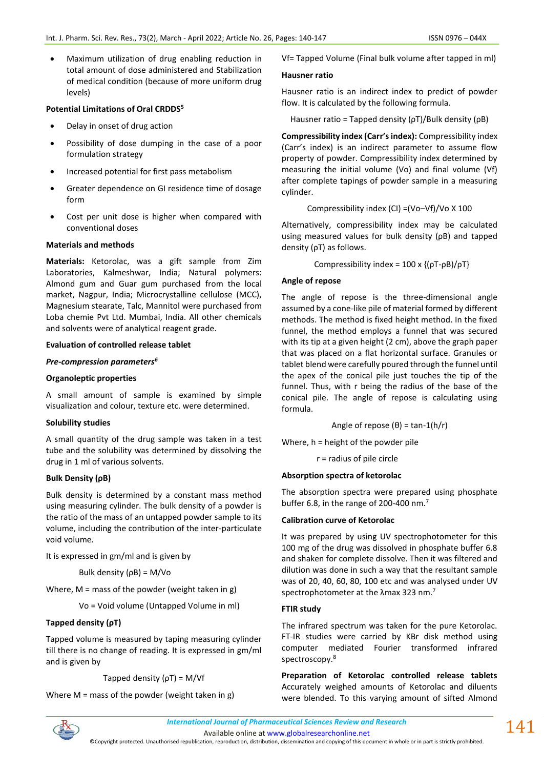- Maximum utilization of drug enabling reduction in total amount of dose administered and Stabilization of medical condition (because of more uniform drug levels)

**Potential Limitations of Oral CRDDS[5]**

- Delay in onset of drug action
- Possibility of dose dumping in the case of a poor formulation strategy
- Increased potential for first pass metabolism
- Greater dependence on GI residence time of dosage form
- Cost per unit dose is higher when compared with conventional doses

## Materials and methods

**Materials:** Ketorolac, was a gift sample from Zim Laboratories, Kalmeshwar, India; Natural polymers: Almond gum and Guar gum purchased from the local market, Nagpur, India; Microcrystalline cellulose (MCC), Magnesium stearate, Talc, Mannitol were purchased from Loba chemie Pvt Ltd. Mumbai, India. All other chemicals and solvents were of analytical reagent grade.

### Evaluation of controlled release tablet

***Pre-compression parameters[6]***

**Organoleptic properties**

A small amount of sample is examined by simple visualization and colour, texture etc. were determined.

**Solubility studies**

A small quantity of the drug sample was taken in a test tube and the solubility was determined by dissolving the drug in 1 ml of various solvents.

**Bulk Density (ρB)**

Bulk density is determined by a constant mass method using measuring cylinder. The bulk density of a powder is the ratio of the mass of an untapped powder sample to its volume, including the contribution of the inter-particulate void volume.

It is expressed in gm/ml and is given by

$$\text{Bulk density } (\rho B) = M/V_o$$

Where, M = mass of the powder (weight taken in g)

$V_o$ = Void volume (Untapped Volume in ml)

**Tapped density (ρT)**

Tapped volume is measured by taping measuring cylinder till there is no change of reading. It is expressed in gm/ml and is given by

$$\text{Tapped density } (\rho T) = M/V_f$$

Where M = mass of the powder (weight taken in g)

$V_f$= Tapped Volume (Final bulk volume after tapped in ml)

**Hausner ratio**

Hausner ratio is an indirect index to predict of powder flow. It is calculated by the following formula.

$$\text{Hausner ratio} = \text{Tapped density } (\rho T)/\text{Bulk density } (\rho B)$$

**Compressibility index (Carr's index):** Compressibility index (Carr's index) is an indirect parameter to assume flow property of powder. Compressibility index determined by measuring the initial volume ($V_o$) and final volume ($V_f$) after complete tapings of powder sample in a measuring cylinder.

$$\text{Compressibility index (CI)} = (V_o - V_f)/V_o \times 100$$

Alternatively, compressibility index may be calculated using measured values for bulk density (ρB) and tapped density (ρT) as follows.

$$\text{Compressibility index} = 100 \times \{(\rho T - \rho B)/\rho T\}$$

**Angle of repose**

The angle of repose is the three-dimensional angle assumed by a cone-like pile of material formed by different methods. The method is fixed height method. In the fixed funnel, the method employs a funnel that was secured with its tip at a given height (2 cm), above the graph paper that was placed on a flat horizontal surface. Granules or tablet blend were carefully poured through the funnel until the apex of the conical pile just touches the tip of the funnel. Thus, with r being the radius of the base of the conical pile. The angle of repose is calculating using formula.

$$\text{Angle of repose } (\theta) = \tan^{-1}(h/r)$$

Where, h = height of the powder pile

r = radius of pile circle

**Absorption spectra of ketorolac**

The absorption spectra were prepared using phosphate buffer 6.8, in the range of 200-400 nm.[7]

**Calibration curve of Ketorolac**

It was prepared by using UV spectrophotometer for this 100 mg of the drug was dissolved in phosphate buffer 6.8 and shaken for complete dissolve. Then it was filtered and dilution was done in such a way that the resultant sample was of 20, 40, 60, 80, 100 etc and was analysed under UV spectrophotometer at the λmax 323 nm.[7]

**FTIR study**

The infrared spectrum was taken for the pure Ketorolac. FT-IR studies were carried by KBr disk method using computer mediated Fourier transformed infrared spectroscopy.[8]

**Preparation of Ketorolac controlled release tablets** Accurately weighed amounts of Ketorolac and diluents were blended. To this varying amount of sifted Almond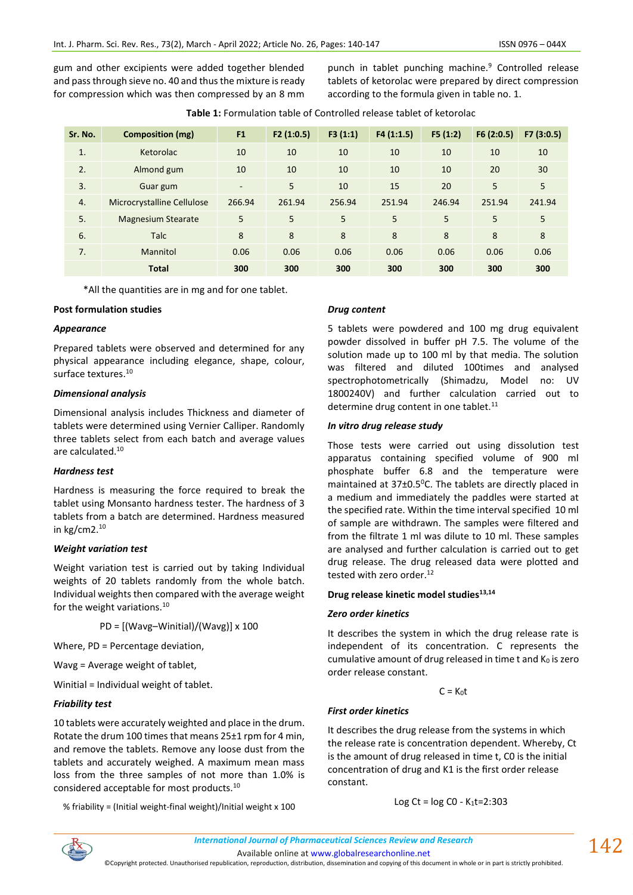gum and other excipients were added together blended and pass through sieve no. 40 and thus the mixture is ready for compression which was then compressed by an 8 mm punch in tablet punching machine.[9] Controlled release tablets of ketorolac were prepared by direct compression according to the formula given in table no. 1.

**Table 1:** Formulation table of Controlled release tablet of ketorolac

| Sr. No. | Composition (mg) | F1 | F2 (1:0.5) | F3 (1:1) | F4 (1:1.5) | F5 (1:2) | F6 (2:0.5) | F7 (3:0.5) |
|---|---|---|---|---|---|---|---|---|
| 1. | Ketorolac | 10 | 10 | 10 | 10 | 10 | 10 | 10 |
| 2. | Almond gum | 10 | 10 | 10 | 10 | 10 | 20 | 30 |
| 3. | Guar gum | - | 5 | 10 | 15 | 20 | 5 | 5 |
| 4. | Microcrystalline Cellulose | 266.94 | 261.94 | 256.94 | 251.94 | 246.94 | 251.94 | 241.94 |
| 5. | Magnesium Stearate | 5 | 5 | 5 | 5 | 5 | 5 | 5 |
| 6. | Talc | 8 | 8 | 8 | 8 | 8 | 8 | 8 |
| 7. | Mannitol | 0.06 | 0.06 | 0.06 | 0.06 | 0.06 | 0.06 | 0.06 |
| | **Total** | **300** | **300** | **300** | **300** | **300** | **300** | **300** |

*All the quantities are in mg and for one tablet.

**Post formulation studies**

***Appearance***

Prepared tablets were observed and determined for any physical appearance including elegance, shape, colour, surface textures.[10]

***Dimensional analysis***

Dimensional analysis includes Thickness and diameter of tablets were determined using Vernier Calliper. Randomly three tablets select from each batch and average values are calculated.[10]

***Hardness test***

Hardness is measuring the force required to break the tablet using Monsanto hardness tester. The hardness of 3 tablets from a batch are determined. Hardness measured in kg/cm2.[10]

***Weight variation test***

Weight variation test is carried out by taking Individual weights of 20 tablets randomly from the whole batch. Individual weights then compared with the average weight for the weight variations.[10]

$$PD = [(W_{avg}–W_{initial})/(W_{avg})] \times 100$$

Where, PD = Percentage deviation,

$W_{avg}$ = Average weight of tablet,

$W_{initial}$ = Individual weight of tablet.

***Friability test***

10 tablets were accurately weighted and place in the drum. Rotate the drum 100 times that means 25±1 rpm for 4 min, and remove the tablets. Remove any loose dust from the tablets and accurately weighed. A maximum mean mass loss from the three samples of not more than 1.0% is considered acceptable for most products.[10]

$$\% \text{ friability} = (\text{Initial weight-final weight})/\text{Initial weight} \times 100$$

***Drug content***

5 tablets were powdered and 100 mg drug equivalent powder dissolved in buffer pH 7.5. The volume of the solution made up to 100 ml by that media. The solution was filtered and diluted 100times and analysed spectrophotometrically (Shimadzu, Model no: UV 1800240V) and further calculation carried out to determine drug content in one tablet.[11]

***In vitro drug release study***

Those tests were carried out using dissolution test apparatus containing specified volume of 900 ml phosphate buffer 6.8 and the temperature were maintained at 37±0.5$^0$C. The tablets are directly placed in a medium and immediately the paddles were started at the specified rate. Within the time interval specified 10 ml of sample are withdrawn. The samples were filtered and from the filtrate 1 ml was dilute to 10 ml. These samples are analysed and further calculation is carried out to get drug release. The drug released data were plotted and tested with zero order.[12]

**Drug release kinetic model studies[13,14]**

***Zero order kinetics***

It describes the system in which the drug release rate is independent of its concentration. C represents the cumulative amount of drug released in time t and $K_0$ is zero order release constant.

$$C = K_0t$$

***First order kinetics***

It describes the drug release from the systems in which the release rate is concentration dependent. Whereby, Ct is the amount of drug released in time t, C0 is the initial concentration of drug and K1 is the first order release constant.

$$\text{Log } Ct = \log C0 - K_1t=2:303$$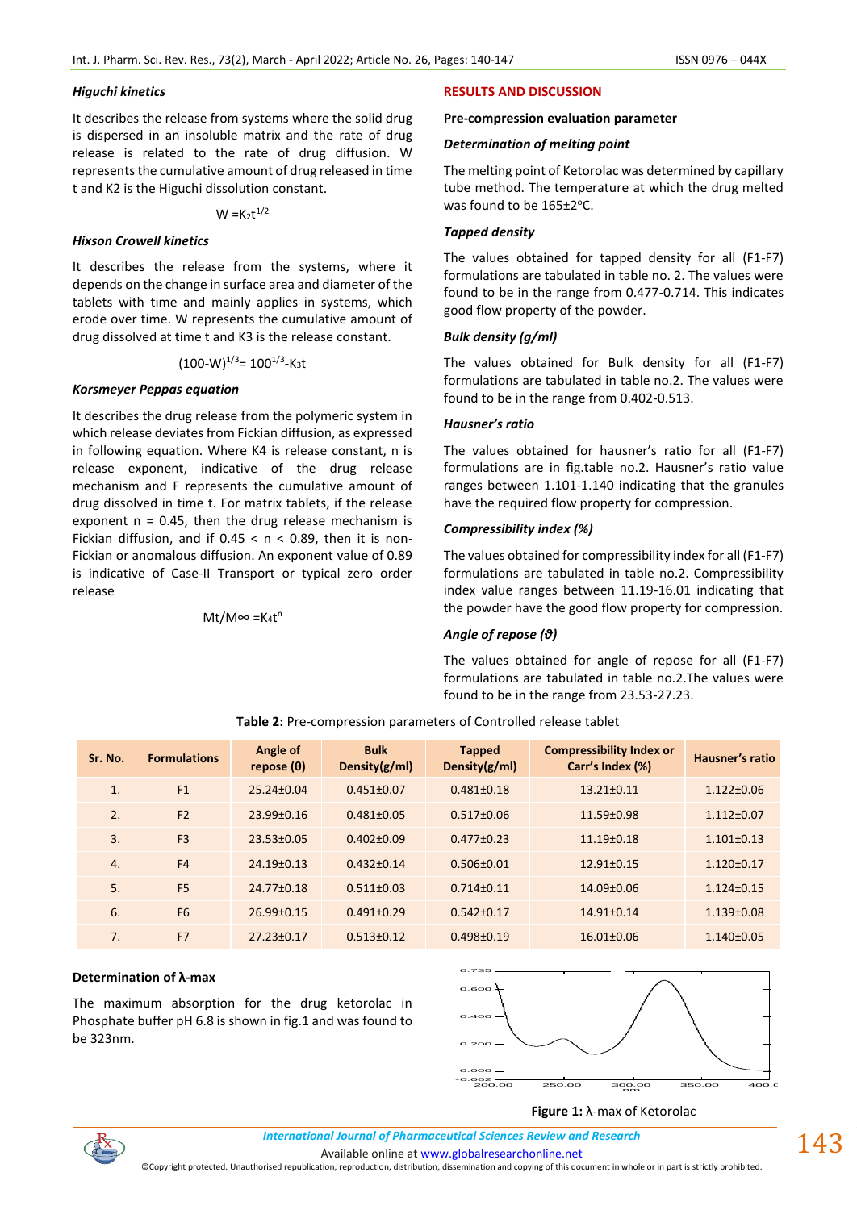### *Higuchi kinetics*

It describes the release from systems where the solid drug is dispersed in an insoluble matrix and the rate of drug release is related to the rate of drug diffusion. W represents the cumulative amount of drug released in time t and K2 is the Higuchi dissolution constant.

$$W = K_2 t^{1/2}$$

### *Hixson Crowell kinetics*

It describes the release from the systems, where it depends on the change in surface area and diameter of the tablets with time and mainly applies in systems, which erode over time. W represents the cumulative amount of drug dissolved at time t and K3 is the release constant.

$$(100\text{-}W)^{1/3} = 100^{1/3} - K_3 t$$

### *Korsmeyer Peppas equation*

It describes the drug release from the polymeric system in which release deviates from Fickian diffusion, as expressed in following equation. Where K4 is release constant, n is release exponent, indicative of the drug release mechanism and F represents the cumulative amount of drug dissolved in time t. For matrix tablets, if the release exponent n = 0.45, then the drug release mechanism is Fickian diffusion, and if 0.45 < n < 0.89, then it is non-Fickian or anomalous diffusion. An exponent value of 0.89 is indicative of Case-II Transport or typical zero order release

$$M_t/M_\infty = K_4 t^n$$

## RESULTS AND DISCUSSION

### Pre-compression evaluation parameter

### *Determination of melting point*

The melting point of Ketorolac was determined by capillary tube method. The temperature at which the drug melted was found to be 165±2°C.

### *Tapped density*

The values obtained for tapped density for all (F1-F7) formulations are tabulated in table no. 2. The values were found to be in the range from 0.477-0.714. This indicates good flow property of the powder.

### *Bulk density (g/ml)*

The values obtained for Bulk density for all (F1-F7) formulations are tabulated in table no.2. The values were found to be in the range from 0.402-0.513.

### *Hausner's ratio*

The values obtained for hausner's ratio for all (F1-F7) formulations are in fig.table no.2. Hausner's ratio value ranges between 1.101-1.140 indicating that the granules have the required flow property for compression.

### *Compressibility index (%)*

The values obtained for compressibility index for all (F1-F7) formulations are tabulated in table no.2. Compressibility index value ranges between 11.19-16.01 indicating that the powder have the good flow property for compression.

### *Angle of repose (ϑ)*

The values obtained for angle of repose for all (F1-F7) formulations are tabulated in table no.2.The values were found to be in the range from 23.53-27.23.

**Table 2:** Pre-compression parameters of Controlled release tablet

| Sr. No. | Formulations | Angle of repose (θ) | Bulk Density(g/ml) | Tapped Density(g/ml) | Compressibility Index or Carr's Index (%) | Hausner's ratio |
|---|---|---|---|---|---|---|
| 1. | F1 | 25.24±0.04 | 0.451±0.07 | 0.481±0.18 | 13.21±0.11 | 1.122±0.06 |
| 2. | F2 | 23.99±0.16 | 0.481±0.05 | 0.517±0.06 | 11.59±0.98 | 1.112±0.07 |
| 3. | F3 | 23.53±0.05 | 0.402±0.09 | 0.477±0.23 | 11.19±0.18 | 1.101±0.13 |
| 4. | F4 | 24.19±0.13 | 0.432±0.14 | 0.506±0.01 | 12.91±0.15 | 1.120±0.17 |
| 5. | F5 | 24.77±0.18 | 0.511±0.03 | 0.714±0.11 | 14.09±0.06 | 1.124±0.15 |
| 6. | F6 | 26.99±0.15 | 0.491±0.29 | 0.542±0.17 | 14.91±0.14 | 1.139±0.08 |
| 7. | F7 | 27.23±0.17 | 0.513±0.12 | 0.498±0.19 | 16.01±0.06 | 1.140±0.05 |

### Determination of λ-max

The maximum absorption for the drug ketorolac in Phosphate buffer pH 6.8 is shown in fig.1 and was found to be 323nm.

**Figure 1:** λ-max of Ketorolac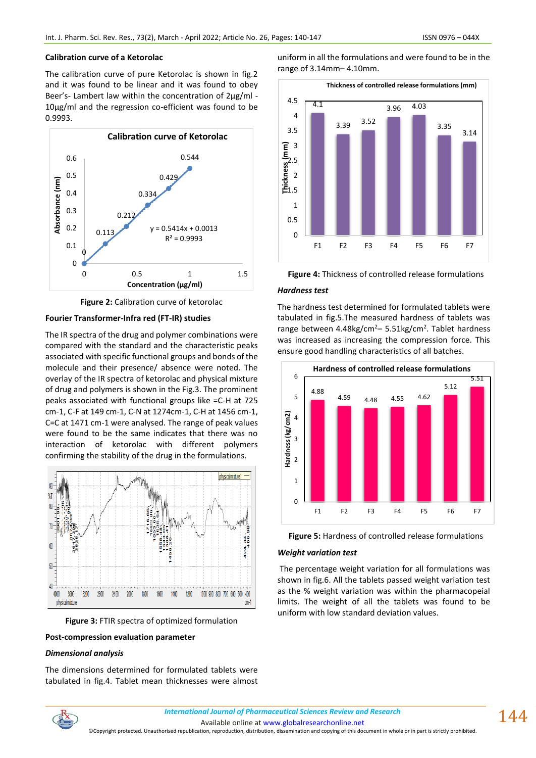### Calibration curve of a Ketorolac

The calibration curve of pure Ketorolac is shown in fig.2 and it was found to be linear and it was found to obey Beer's- Lambert law within the concentration of 2µg/ml - 10µg/ml and the regression co-efficient was found to be 0.9993.

**Figure 2:** Calibration curve of ketorolac

### Fourier Transformer-Infra red (FT-IR) studies

The IR spectra of the drug and polymer combinations were compared with the standard and the characteristic peaks associated with specific functional groups and bonds of the molecule and their presence/ absence were noted. The overlay of the IR spectra of ketorolac and physical mixture of drug and polymers is shown in the Fig.3. The prominent peaks associated with functional groups like =C-H at 725 cm-1, C-F at 149 cm-1, C-N at 1274cm-1, C-H at 1456 cm-1, C=C at 1471 cm-1 were analysed. The range of peak values were found to be the same indicates that there was no interaction of ketorolac with different polymers confirming the stability of the drug in the formulations.

**Figure 3:** FTIR spectra of optimized formulation

### Post-compression evaluation parameter

***Dimensional analysis***

The dimensions determined for formulated tablets were tabulated in fig.4. Tablet mean thicknesses were almost uniform in all the formulations and were found to be in the range of 3.14mm– 4.10mm.

**Figure 4:** Thickness of controlled release formulations

***Hardness test***

The hardness test determined for formulated tablets were tabulated in fig.5.The measured hardness of tablets was range between 4.48kg/cm$^2$– 5.51kg/cm$^2$. Tablet hardness was increased as increasing the compression force. This ensure good handling characteristics of all batches.

**Figure 5:** Hardness of controlled release formulations

***Weight variation test***

The percentage weight variation for all formulations was shown in fig.6. All the tablets passed weight variation test as the % weight variation was within the pharmacopeial limits. The weight of all the tablets was found to be uniform with low standard deviation values.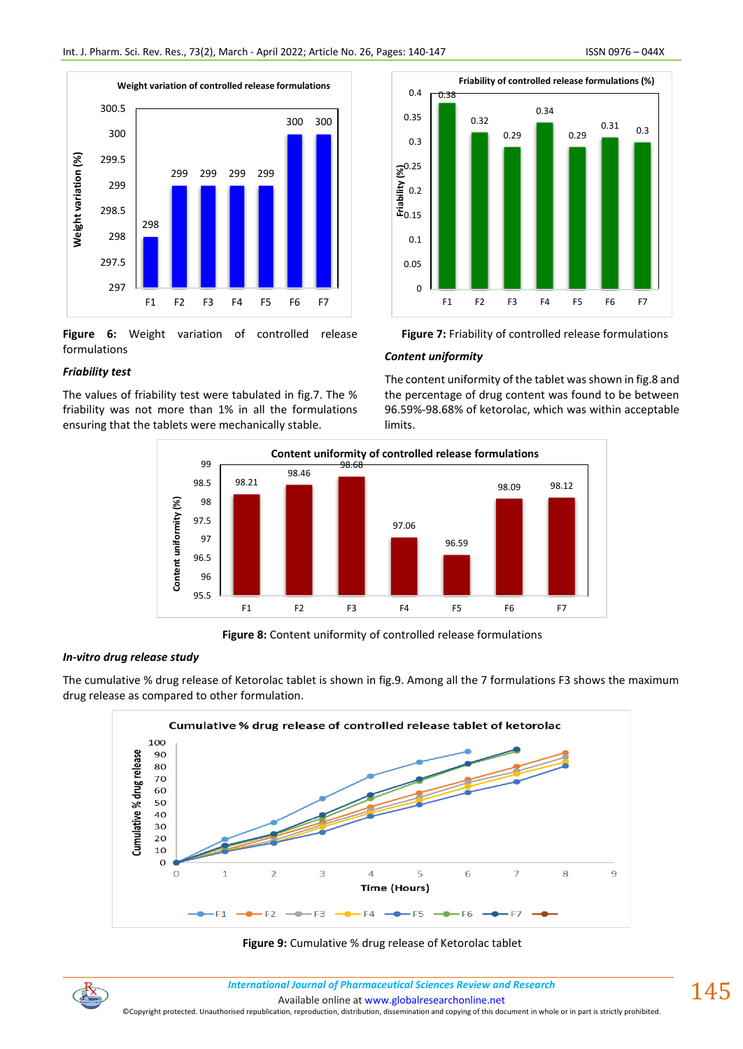**Figure 6:** Weight variation of controlled release formulations

***Friability test***

The values of friability test were tabulated in fig.7. The % friability was not more than 1% in all the formulations ensuring that the tablets were mechanically stable.

**Figure 7:** Friability of controlled release formulations

***Content uniformity***

The content uniformity of the tablet was shown in fig.8 and the percentage of drug content was found to be between 96.59%-98.68% of ketorolac, which was within acceptable limits.

**Figure 8:** Content uniformity of controlled release formulations

***In-vitro drug release study***

The cumulative % drug release of Ketorolac tablet is shown in fig.9. Among all the 7 formulations F3 shows the maximum drug release as compared to other formulation.

**Figure 9:** Cumulative % drug release of Ketorolac tablet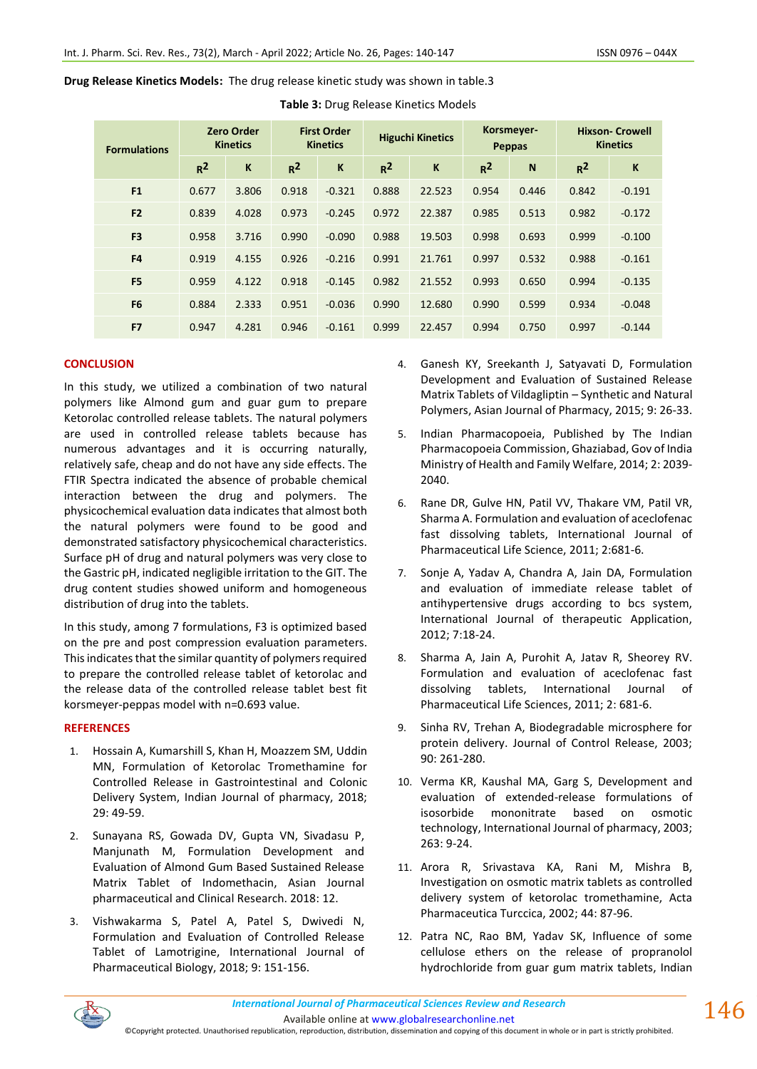**Drug Release Kinetics Models:** The drug release kinetic study was shown in table.3

**Table 3:** Drug Release Kinetics Models

| Formulations | Zero Order Kinetics | | First Order Kinetics | | Higuchi Kinetics | | Korsmeyer-Peppas | | Hixson- Crowell Kinetics | |
|---|---|---|---|---|---|---|---|---|---|---|
| | $R^2$ | K | $R^2$ | K | $R^2$ | K | $R^2$ | N | $R^2$ | K |
| F1 | 0.677 | 3.806 | 0.918 | -0.321 | 0.888 | 22.523 | 0.954 | 0.446 | 0.842 | -0.191 |
| F2 | 0.839 | 4.028 | 0.973 | -0.245 | 0.972 | 22.387 | 0.985 | 0.513 | 0.982 | -0.172 |
| F3 | 0.958 | 3.716 | 0.990 | -0.090 | 0.988 | 19.503 | 0.998 | 0.693 | 0.999 | -0.100 |
| F4 | 0.919 | 4.155 | 0.926 | -0.216 | 0.991 | 21.761 | 0.997 | 0.532 | 0.988 | -0.161 |
| F5 | 0.959 | 4.122 | 0.918 | -0.145 | 0.982 | 21.552 | 0.993 | 0.650 | 0.994 | -0.135 |
| F6 | 0.884 | 2.333 | 0.951 | -0.036 | 0.990 | 12.680 | 0.990 | 0.599 | 0.934 | -0.048 |
| F7 | 0.947 | 4.281 | 0.946 | -0.161 | 0.999 | 22.457 | 0.994 | 0.750 | 0.997 | -0.144 |

## CONCLUSION

In this study, we utilized a combination of two natural polymers like Almond gum and guar gum to prepare Ketorolac controlled release tablets. The natural polymers are used in controlled release tablets because has numerous advantages and it is occurring naturally, relatively safe, cheap and do not have any side effects. The FTIR Spectra indicated the absence of probable chemical interaction between the drug and polymers. The physicochemical evaluation data indicates that almost both the natural polymers were found to be good and demonstrated satisfactory physicochemical characteristics. Surface pH of drug and natural polymers was very close to the Gastric pH, indicated negligible irritation to the GIT. The drug content studies showed uniform and homogeneous distribution of drug into the tablets.

In this study, among 7 formulations, F3 is optimized based on the pre and post compression evaluation parameters. This indicates that the similar quantity of polymers required to prepare the controlled release tablet of ketorolac and the release data of the controlled release tablet best fit korsmeyer-peppas model with n=0.693 value.

## REFERENCES

1. Hossain A, Kumarshill S, Khan H, Moazzem SM, Uddin MN, Formulation of Ketorolac Tromethamine for Controlled Release in Gastrointestinal and Colonic Delivery System, Indian Journal of pharmacy, 2018; 29: 49-59.
2. Sunayana RS, Gowada DV, Gupta VN, Sivadasu P, Manjunath M, Formulation Development and Evaluation of Almond Gum Based Sustained Release Matrix Tablet of Indomethacin, Asian Journal pharmaceutical and Clinical Research. 2018: 12.
3. Vishwakarma S, Patel A, Patel S, Dwivedi N, Formulation and Evaluation of Controlled Release Tablet of Lamotrigine, International Journal of Pharmaceutical Biology, 2018; 9: 151-156.
4. Ganesh KY, Sreekanth J, Satyavati D, Formulation Development and Evaluation of Sustained Release Matrix Tablets of Vildagliptin – Synthetic and Natural Polymers, Asian Journal of Pharmacy, 2015; 9: 26-33.
5. Indian Pharmacopoeia, Published by The Indian Pharmacopoeia Commission, Ghaziabad, Gov of India Ministry of Health and Family Welfare, 2014; 2: 2039-2040.
6. Rane DR, Gulve HN, Patil VV, Thakare VM, Patil VR, Sharma A. Formulation and evaluation of aceclofenac fast dissolving tablets, International Journal of Pharmaceutical Life Science, 2011; 2:681-6.
7. Sonje A, Yadav A, Chandra A, Jain DA, Formulation and evaluation of immediate release tablet of antihypertensive drugs according to bcs system, International Journal of therapeutic Application, 2012; 7:18-24.
8. Sharma A, Jain A, Purohit A, Jatav R, Sheorey RV. Formulation and evaluation of aceclofenac fast dissolving tablets, International Journal of Pharmaceutical Life Sciences, 2011; 2: 681-6.
9. Sinha RV, Trehan A, Biodegradable microsphere for protein delivery. Journal of Control Release, 2003; 90: 261-280.
10. Verma KR, Kaushal MA, Garg S, Development and evaluation of extended-release formulations of isosorbide mononitrate based on osmotic technology, International Journal of pharmacy, 2003; 263: 9-24.
11. Arora R, Srivastava KA, Rani M, Mishra B, Investigation on osmotic matrix tablets as controlled delivery system of ketorolac tromethamine, Acta Pharmaceutica Turccica, 2002; 44: 87-96.
12. Patra NC, Rao BM, Yadav SK, Influence of some cellulose ethers on the release of propranolol hydrochloride from guar gum matrix tablets, Indian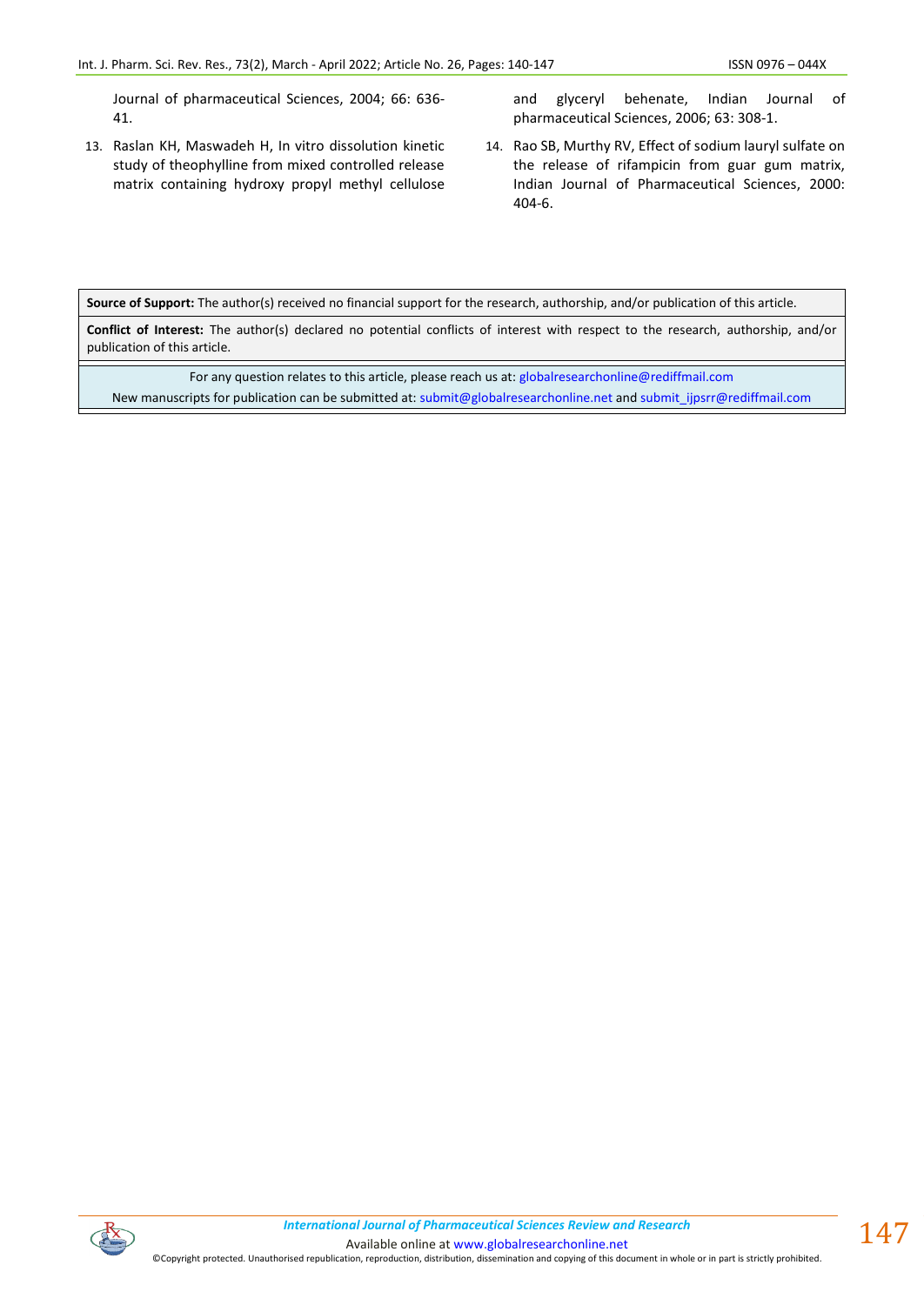Journal of pharmaceutical Sciences, 2004; 66: 636-41.

13. Raslan KH, Maswadeh H, In vitro dissolution kinetic study of theophylline from mixed controlled release matrix containing hydroxy propyl methyl cellulose and glyceryl behenate, Indian Journal of pharmaceutical Sciences, 2006; 63: 308-1.

14. Rao SB, Murthy RV, Effect of sodium lauryl sulfate on the release of rifampicin from guar gum matrix, Indian Journal of Pharmaceutical Sciences, 2000: 404-6.

**Source of Support:** The author(s) received no financial support for the research, authorship, and/or publication of this article.

**Conflict of Interest:** The author(s) declared no potential conflicts of interest with respect to the research, authorship, and/or publication of this article.

For any question relates to this article, please reach us at: globalresearchonline@rediffmail.com

New manuscripts for publication can be submitted at: submit@globalresearchonline.net and submit_ijpsrr@rediffmail.com